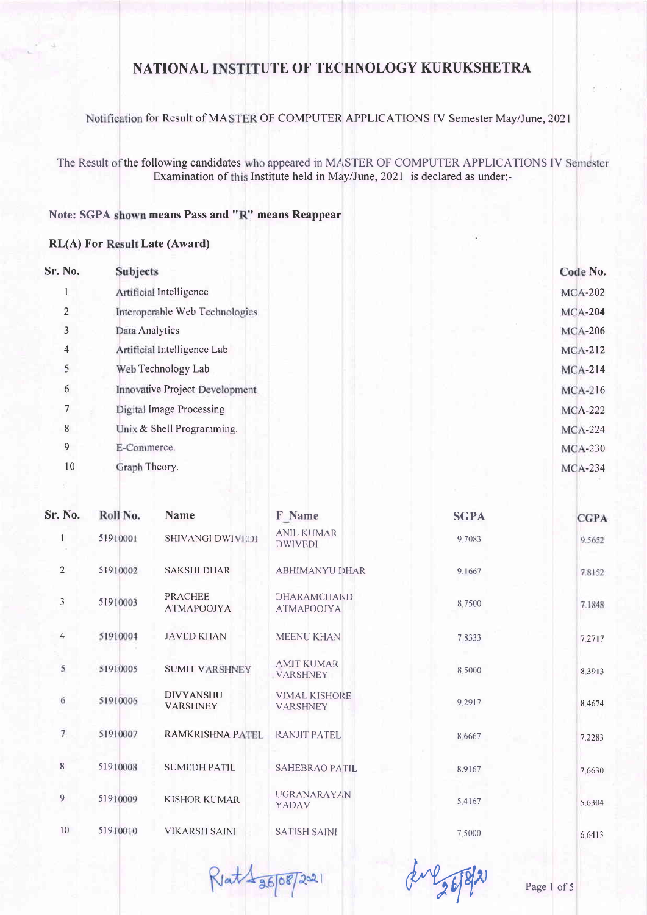# NATIONAL INSTITUTE OF TECHNOLOGY KURUKSHETRA

Notification for Result of MASTER OF COMPUTER APPLICATIONS IV Semester May/June, 2021

The Result of the following candidates who appeared in MASTER OF COMPUTER APPLICATIONS IV Semester Examination of this Institute held in May/June, 2021 is declared as under:-

**Note: SGPA shown means Pass and "R" means Reappear**

**RL(A) For Result Late (Award)**

| Sr. No. | Subjects | Code No. |
|---|---|---|
| 1 | Artificial Intelligence | MCA-202 |
| 2 | Interoperable Web Technologies | MCA-204 |
| 3 | Data Analytics | MCA-206 |
| 4 | Artificial Intelligence Lab | MCA-212 |
| 5 | Web Technology Lab | MCA-214 |
| 6 | Innovative Project Development | MCA-216 |
| 7 | Digital Image Processing | MCA-222 |
| 8 | Unix & Shell Programming. | MCA-224 |
| 9 | E-Commerce. | MCA-230 |
| 10 | Graph Theory. | MCA-234 |

| Sr. No. | Roll No. | Name | F_Name | SGPA | CGPA |
|---|---|---|---|---|---|
| 1 | 51910001 | SHIVANGI DWIVEDI | ANIL KUMAR DWIVEDI | 9.7083 | 9.5652 |
| 2 | 51910002 | SAKSHI DHAR | ABHIMANYU DHAR | 9.1667 | 7.8152 |
| 3 | 51910003 | PRACHEE ATMAPOOJYA | DHARAMCHAND ATMAPOOJYA | 8.7500 | 7.1848 |
| 4 | 51910004 | JAVED KHAN | MEENU KHAN | 7.8333 | 7.2717 |
| 5 | 51910005 | SUMIT VARSHNEY | AMIT KUMAR VARSHNEY | 8.5000 | 8.3913 |
| 6 | 51910006 | DIVYANSHU VARSHNEY | VIMAL KISHORE VARSHNEY | 9.2917 | 8.4674 |
| 7 | 51910007 | RAMKRISHNA PATEL | RANJIT PATEL | 8.6667 | 7.2283 |
| 8 | 51910008 | SUMEDH PATIL | SAHEBRAO PATIL | 8.9167 | 7.6630 |
| 9 | 51910009 | KISHOR KUMAR | UGRANARAYAN YADAV | 5.4167 | 5.6304 |
| 10 | 51910010 | VIKARSH SAINI | SATISH SAINI | 7.5000 | 6.6413 |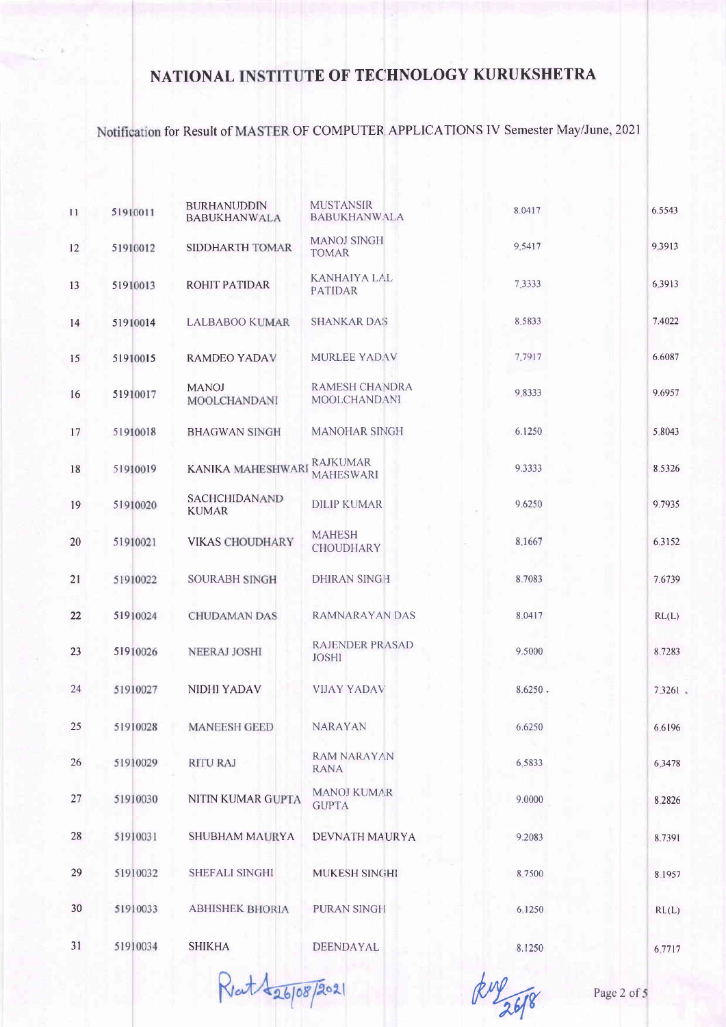# NATIONAL INSTITUTE OF TECHNOLOGY KURUKSHETRA

Notification for Result of MASTER OF COMPUTER APPLICATIONS IV Semester May/June, 2021

| | | | | | |
|---|---|---|---|---|---|
| 11 | 51910011 | BURHANUDDIN BABUKHANWALA | MUSTANSIR BABUKHANWALA | 8.0417 | 6.5543 |
| 12 | 51910012 | SIDDHARTH TOMAR | MANOJ SINGH TOMAR | 9.5417 | 9.3913 |
| 13 | 51910013 | ROHIT PATIDAR | KANHAIYA LAL PATIDAR | 7.3333 | 6.3913 |
| 14 | 51910014 | LALBABOO KUMAR | SHANKAR DAS | 8.5833 | 7.4022 |
| 15 | 51910015 | RAMDEO YADAV | MURLEE YADAV | 7.7917 | 6.6087 |
| 16 | 51910017 | MANOJ MOOLCHANDANI | RAMESH CHANDRA MOOLCHANDANI | 9.8333 | 9.6957 |
| 17 | 51910018 | BHAGWAN SINGH | MANOHAR SINGH | 6.1250 | 5.8043 |
| 18 | 51910019 | KANIKA MAHESHWARI | RAJKUMAR MAHESWARI | 9.3333 | 8.5326 |
| 19 | 51910020 | SACHCHIDANAND KUMAR | DILIP KUMAR | 9.6250 | 9.7935 |
| 20 | 51910021 | VIKAS CHOUDHARY | MAHESH CHOUDHARY | 8.1667 | 6.3152 |
| 21 | 51910022 | SOURABH SINGH | DHIRAN SINGH | 8.7083 | 7.6739 |
| 22 | 51910024 | CHUDAMAN DAS | RAMNARAYAN DAS | 8.0417 | RL(L) |
| 23 | 51910026 | NEERAJ JOSHI | RAJENDER PRASAD JOSHI | 9.5000 | 8.7283 |
| 24 | 51910027 | NIDHI YADAV | VIJAY YADAV | 8.6250 | 7.3261 |
| 25 | 51910028 | MANEESH GEED | NARAYAN | 6.6250 | 6.6196 |
| 26 | 51910029 | RITU RAJ | RAM NARAYAN RANA | 6.5833 | 6.3478 |
| 27 | 51910030 | NITIN KUMAR GUPTA | MANOJ KUMAR GUPTA | 9.0000 | 8.2826 |
| 28 | 51910031 | SHUBHAM MAURYA | DEVNATH MAURYA | 9.2083 | 8.7391 |
| 29 | 51910032 | SHEFALI SINGHI | MUKESH SINGHI | 8.7500 | 8.1957 |
| 30 | 51910033 | ABHISHEK BHORIA | PURAN SINGH | 6.1250 | RL(L) |
| 31 | 51910034 | SHIKHA | DEENDAYAL | 8.1250 | 6.7717 |

Rvat 26/08/2021

26/8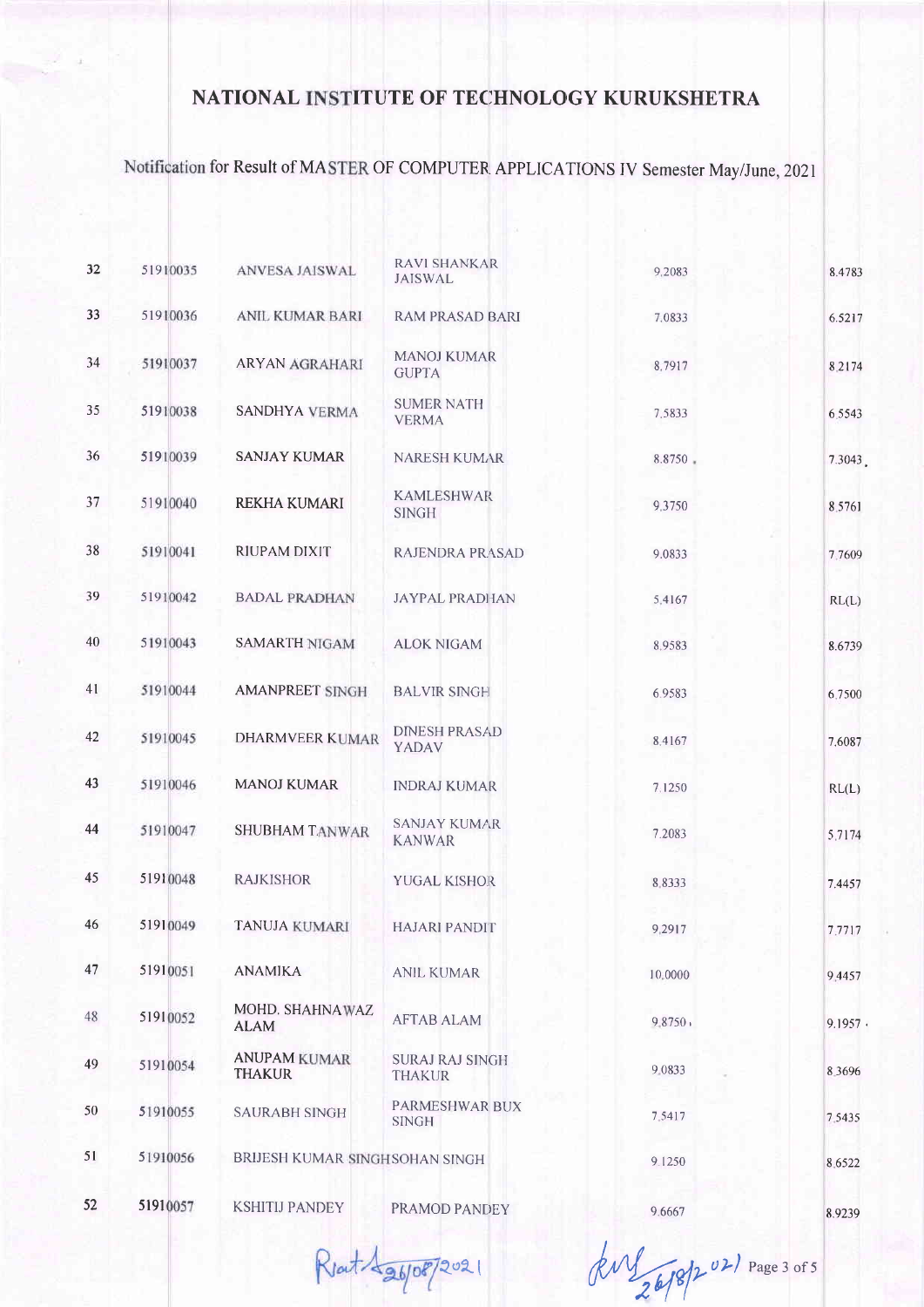# NATIONAL INSTITUTE OF TECHNOLOGY KURUKSHETRA

Notification for Result of MASTER OF COMPUTER APPLICATIONS IV Semester May/June, 2021

| | | | | | |
|---|---|---|---|---|---|
| 32 | 51910035 | ANVESA JAISWAL | RAVI SHANKAR JAISWAL | 9.2083 | 8.4783 |
| 33 | 51910036 | ANIL KUMAR BARI | RAM PRASAD BARI | 7.0833 | 6.5217 |
| 34 | 51910037 | ARYAN AGRAHARI | MANOJ KUMAR GUPTA | 8.7917 | 8.2174 |
| 35 | 51910038 | SANDHYA VERMA | SUMER NATH VERMA | 7.5833 | 6.5543 |
| 36 | 51910039 | SANJAY KUMAR | NARESH KUMAR | 8.8750 | 7.3043 |
| 37 | 51910040 | REKHA KUMARI | KAMLESHWAR SINGH | 9.3750 | 8.5761 |
| 38 | 51910041 | RIUPAM DIXIT | RAJENDRA PRASAD | 9.0833 | 7.7609 |
| 39 | 51910042 | BADAL PRADHAN | JAYPAL PRADHAN | 5.4167 | RL(L) |
| 40 | 51910043 | SAMARTH NIGAM | ALOK NIGAM | 8.9583 | 8.6739 |
| 41 | 51910044 | AMANPREET SINGH | BALVIR SINGH | 6.9583 | 6.7500 |
| 42 | 51910045 | DHARMVEER KUMAR | DINESH PRASAD YADAV | 8.4167 | 7.6087 |
| 43 | 51910046 | MANOJ KUMAR | INDRAJ KUMAR | 7.1250 | RL(L) |
| 44 | 51910047 | SHUBHAM TANWAR | SANJAY KUMAR KANWAR | 7.2083 | 5.7174 |
| 45 | 51910048 | RAJKISHOR | YUGAL KISHOR | 8.8333 | 7.4457 |
| 46 | 51910049 | TANUJA KUMARI | HAJARI PANDIT | 9.2917 | 7.7717 |
| 47 | 51910051 | ANAMIKA | ANIL KUMAR | 10.0000 | 9.4457 |
| 48 | 51910052 | MOHD. SHAHNAWAZ ALAM | AFTAB ALAM | 9.8750 | 9.1957 |
| 49 | 51910054 | ANUPAM KUMAR THAKUR | SURAJ RAJ SINGH THAKUR | 9.0833 | 8.3696 |
| 50 | 51910055 | SAURABH SINGH | PARMESHWAR BUX SINGH | 7.5417 | 7.5435 |
| 51 | 51910056 | BRIJESH KUMAR SINGH | SOHAN SINGH | 9.1250 | 8.6522 |
| 52 | 51910057 | KSHITIJ PANDEY | PRAMOD PANDEY | 9.6667 | 8.9239 |

Ravi 26/08/2021 &nbsp;&nbsp;&nbsp;&nbsp; 26/8/2021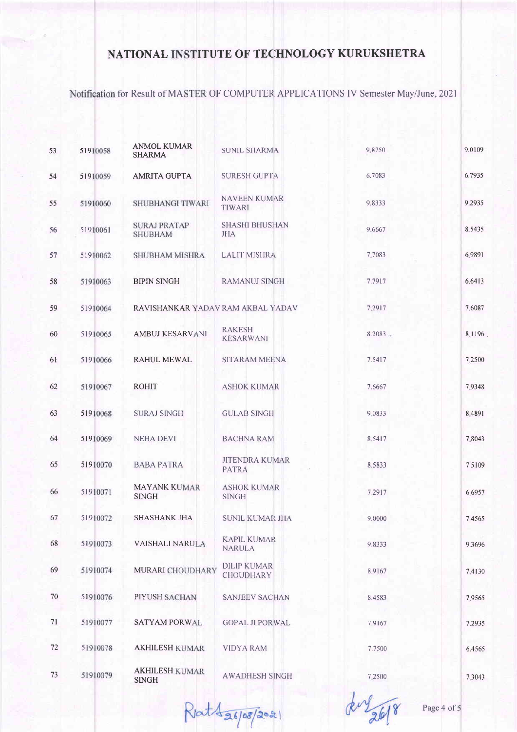# NATIONAL INSTITUTE OF TECHNOLOGY KURUKSHETRA

Notification for Result of MASTER OF COMPUTER APPLICATIONS IV Semester May/June, 2021

| | | | | | |
|---|---|---|---|---|---|
| 53 | 51910058 | ANMOL KUMAR SHARMA | SUNIL SHARMA | 9.8750 | 9.0109 |
| 54 | 51910059 | AMRITA GUPTA | SURESH GUPTA | 6.7083 | 6.7935 |
| 55 | 51910060 | SHUBHANGI TIWARI | NAVEEN KUMAR TIWARI | 9.8333 | 9.2935 |
| 56 | 51910061 | SURAJ PRATAP SHUBHAM | SHASHI BHUSHAN JHA | 9.6667 | 8.5435 |
| 57 | 51910062 | SHUBHAM MISHRA | LALIT MISHRA | 7.7083 | 6.9891 |
| 58 | 51910063 | BIPIN SINGH | RAMANUJ SINGH | 7.7917 | 6.6413 |
| 59 | 51910064 | RAVISHANKAR YADAV | RAM AKBAL YADAV | 7.2917 | 7.6087 |
| 60 | 51910065 | AMBUJ KESARVANI | RAKESH KESARWANI | 8.2083 | 8.1196 |
| 61 | 51910066 | RAHUL MEWAL | SITARAM MEENA | 7.5417 | 7.2500 |
| 62 | 51910067 | ROHIT | ASHOK KUMAR | 7.6667 | 7.9348 |
| 63 | 51910068 | SURAJ SINGH | GULAB SINGH | 9.0833 | 8.4891 |
| 64 | 51910069 | NEHA DEVI | BACHNA RAM | 8.5417 | 7.8043 |
| 65 | 51910070 | BABA PATRA | JITENDRA KUMAR PATRA | 8.5833 | 7.5109 |
| 66 | 51910071 | MAYANK KUMAR SINGH | ASHOK KUMAR SINGH | 7.2917 | 6.6957 |
| 67 | 51910072 | SHASHANK JHA | SUNIL KUMAR JHA | 9.0000 | 7.4565 |
| 68 | 51910073 | VAISHALI NARULA | KAPIL KUMAR NARULA | 9.8333 | 9.3696 |
| 69 | 51910074 | MURARI CHOUDHARY | DILIP KUMAR CHOUDHARY | 8.9167 | 7.4130 |
| 70 | 51910076 | PIYUSH SACHAN | SANJEEV SACHAN | 8.4583 | 7.9565 |
| 71 | 51910077 | SATYAM PORWAL | GOPAL JI PORWAL | 7.9167 | 7.2935 |
| 72 | 51910078 | AKHILESH KUMAR | VIDYA RAM | 7.7500 | 6.4565 |
| 73 | 51910079 | AKHILESH KUMAR SINGH | AWADHESH SINGH | 7.2500 | 7.3043 |

Rat 26/08/2021

26/8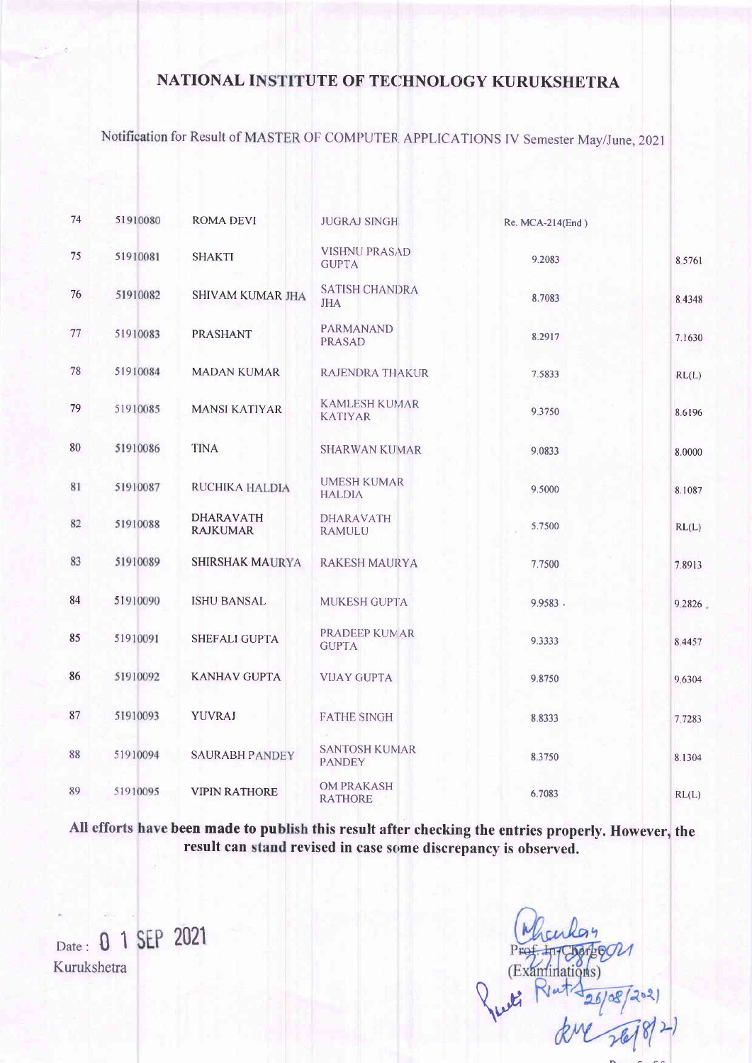# NATIONAL INSTITUTE OF TECHNOLOGY KURUKSHETRA

Notification for Result of MASTER OF COMPUTER APPLICATIONS IV Semester May/June, 2021

| | | | | | |
|---|---|---|---|---|---|
| 74 | 51910080 | ROMA DEVI | JUGRAJ SINGH | Re. MCA-214(End ) | |
| 75 | 51910081 | SHAKTI | VISHNU PRASAD GUPTA | 9.2083 | 8.5761 |
| 76 | 51910082 | SHIVAM KUMAR JHA | SATISH CHANDRA JHA | 8.7083 | 8.4348 |
| 77 | 51910083 | PRASHANT | PARMANAND PRASAD | 8.2917 | 7.1630 |
| 78 | 51910084 | MADAN KUMAR | RAJENDRA THAKUR | 7.5833 | RL(L) |
| 79 | 51910085 | MANSI KATIYAR | KAMLESH KUMAR KATIYAR | 9.3750 | 8.6196 |
| 80 | 51910086 | TINA | SHARWAN KUMAR | 9.0833 | 8.0000 |
| 81 | 51910087 | RUCHIKA HALDIA | UMESH KUMAR HALDIA | 9.5000 | 8.1087 |
| 82 | 51910088 | DHARAVATH RAJKUMAR | DHARAVATH RAMULU | 5.7500 | RL(L) |
| 83 | 51910089 | SHIRSHAK MAURYA | RAKESH MAURYA | 7.7500 | 7.8913 |
| 84 | 51910090 | ISHU BANSAL | MUKESH GUPTA | 9.9583 | 9.2826 |
| 85 | 51910091 | SHEFALI GUPTA | PRADEEP KUMAR GUPTA | 9.3333 | 8.4457 |
| 86 | 51910092 | KANHAV GUPTA | VIJAY GUPTA | 9.8750 | 9.6304 |
| 87 | 51910093 | YUVRAJ | FATHE SINGH | 8.8333 | 7.7283 |
| 88 | 51910094 | SAURABH PANDEY | SANTOSH KUMAR PANDEY | 8.3750 | 8.1304 |
| 89 | 51910095 | VIPIN RATHORE | OM PRAKASH RATHORE | 6.7083 | RL(L) |

**All efforts have been made to publish this result after checking the entries properly. However, the result can stand revised in case some discrepancy is observed.**

Date : 01 SEP 2021
Kurukshetra

Prof. In-Charge
(Examinations)